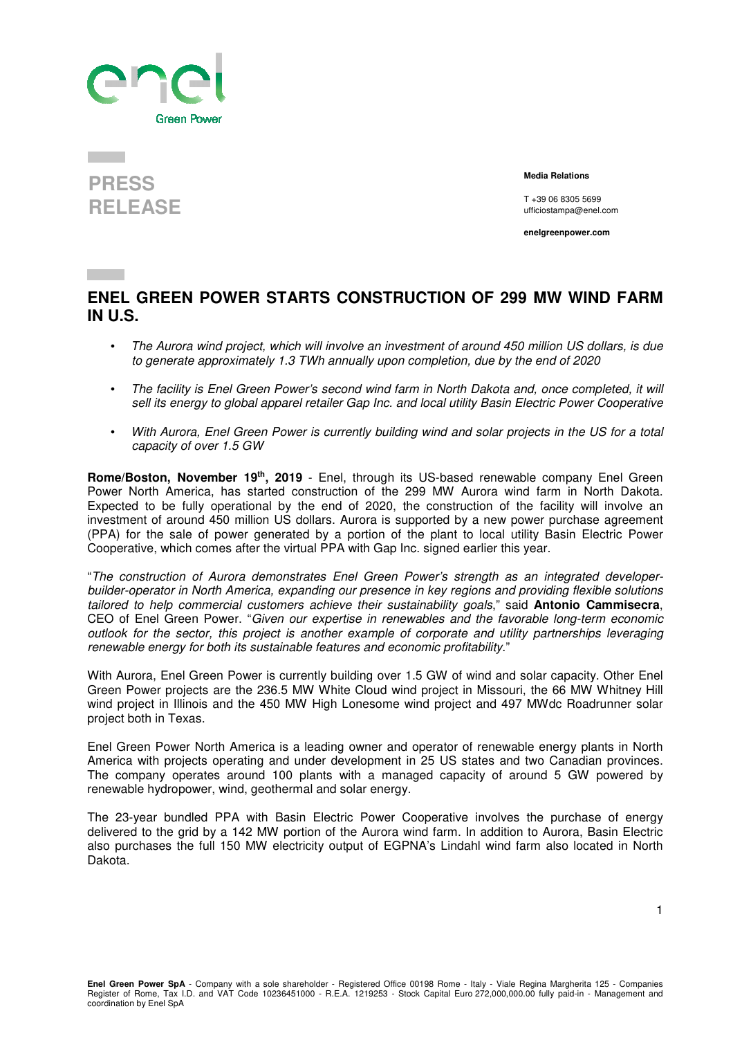**PRESS RELEASE**

**Media Relations**

T +39 06 8305 5699
ufficiostampa@enel.com

**enelgreenpower.com**

# ENEL GREEN POWER STARTS CONSTRUCTION OF 299 MW WIND FARM IN U.S.

- *The Aurora wind project, which will involve an investment of around 450 million US dollars, is due to generate approximately 1.3 TWh annually upon completion, due by the end of 2020*
- *The facility is Enel Green Power's second wind farm in North Dakota and, once completed, it will sell its energy to global apparel retailer Gap Inc. and local utility Basin Electric Power Cooperative*
- *With Aurora, Enel Green Power is currently building wind and solar projects in the US for a total capacity of over 1.5 GW*

**Rome/Boston, November 19th, 2019** - Enel, through its US-based renewable company Enel Green Power North America, has started construction of the 299 MW Aurora wind farm in North Dakota. Expected to be fully operational by the end of 2020, the construction of the facility will involve an investment of around 450 million US dollars. Aurora is supported by a new power purchase agreement (PPA) for the sale of power generated by a portion of the plant to local utility Basin Electric Power Cooperative, which comes after the virtual PPA with Gap Inc. signed earlier this year.

"*The construction of Aurora demonstrates Enel Green Power's strength as an integrated developer-builder-operator in North America, expanding our presence in key regions and providing flexible solutions tailored to help commercial customers achieve their sustainability goals*," said **Antonio Cammisecra**, CEO of Enel Green Power. "*Given our expertise in renewables and the favorable long-term economic outlook for the sector, this project is another example of corporate and utility partnerships leveraging renewable energy for both its sustainable features and economic profitability.*"

With Aurora, Enel Green Power is currently building over 1.5 GW of wind and solar capacity. Other Enel Green Power projects are the 236.5 MW White Cloud wind project in Missouri, the 66 MW Whitney Hill wind project in Illinois and the 450 MW High Lonesome wind project and 497 MWdc Roadrunner solar project both in Texas.

Enel Green Power North America is a leading owner and operator of renewable energy plants in North America with projects operating and under development in 25 US states and two Canadian provinces. The company operates around 100 plants with a managed capacity of around 5 GW powered by renewable hydropower, wind, geothermal and solar energy.

The 23-year bundled PPA with Basin Electric Power Cooperative involves the purchase of energy delivered to the grid by a 142 MW portion of the Aurora wind farm. In addition to Aurora, Basin Electric also purchases the full 150 MW electricity output of EGPNA's Lindahl wind farm also located in North Dakota.

**Enel Green Power SpA** - Company with a sole shareholder - Registered Office 00198 Rome - Italy - Viale Regina Margherita 125 - Companies Register of Rome, Tax I.D. and VAT Code 10236451000 - R.E.A. 1219253 - Stock Capital Euro 272,000,000.00 fully paid-in - Management and coordination by Enel SpA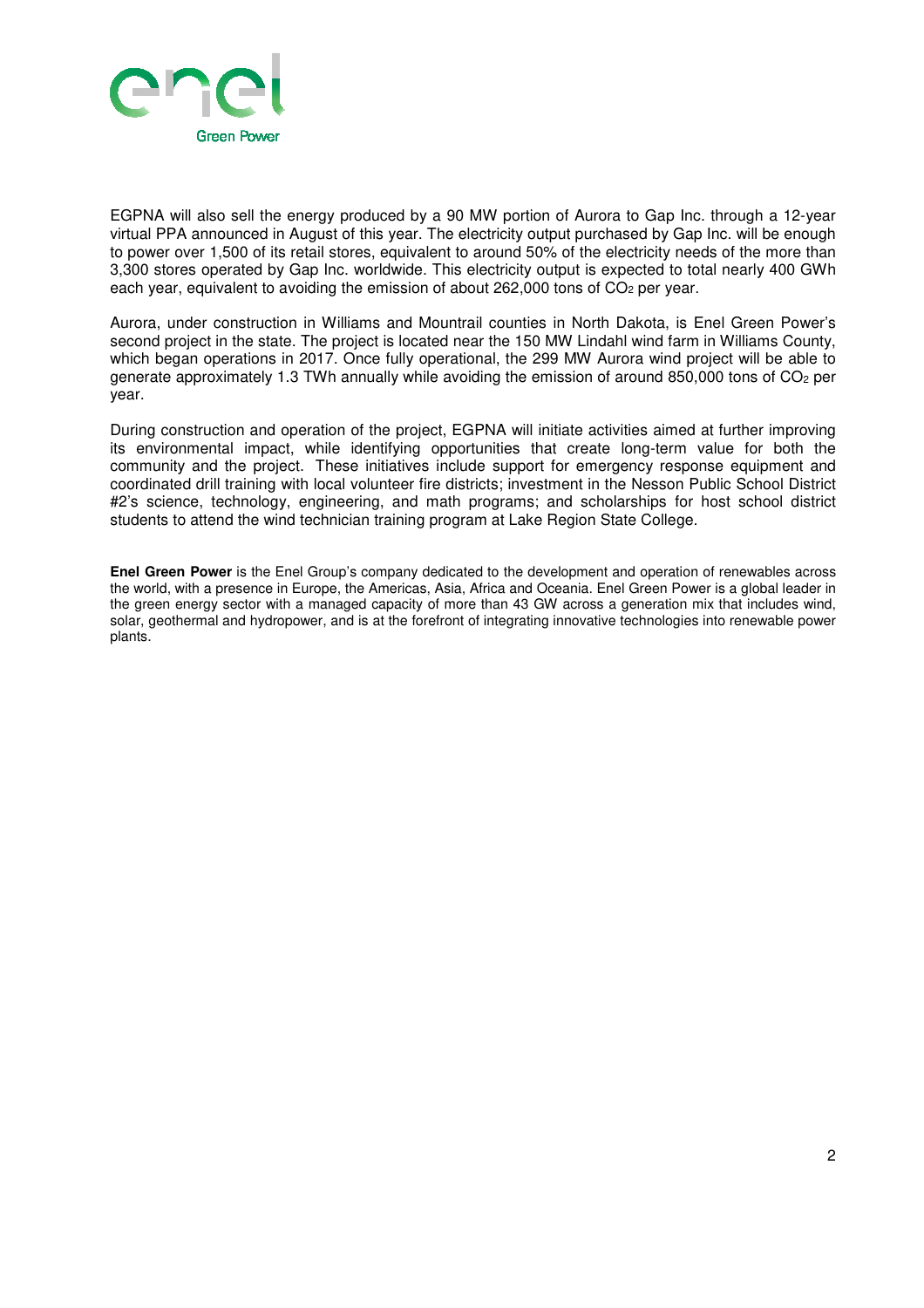EGPNA will also sell the energy produced by a 90 MW portion of Aurora to Gap Inc. through a 12-year virtual PPA announced in August of this year. The electricity output purchased by Gap Inc. will be enough to power over 1,500 of its retail stores, equivalent to around 50% of the electricity needs of the more than 3,300 stores operated by Gap Inc. worldwide. This electricity output is expected to total nearly 400 GWh each year, equivalent to avoiding the emission of about 262,000 tons of $CO_2$ per year.

Aurora, under construction in Williams and Mountrail counties in North Dakota, is Enel Green Power's second project in the state. The project is located near the 150 MW Lindahl wind farm in Williams County, which began operations in 2017. Once fully operational, the 299 MW Aurora wind project will be able to generate approximately 1.3 TWh annually while avoiding the emission of around 850,000 tons of $CO_2$ per year.

During construction and operation of the project, EGPNA will initiate activities aimed at further improving its environmental impact, while identifying opportunities that create long-term value for both the community and the project. These initiatives include support for emergency response equipment and coordinated drill training with local volunteer fire districts; investment in the Nesson Public School District #2's science, technology, engineering, and math programs; and scholarships for host school district students to attend the wind technician training program at Lake Region State College.

**Enel Green Power** is the Enel Group's company dedicated to the development and operation of renewables across the world, with a presence in Europe, the Americas, Asia, Africa and Oceania. Enel Green Power is a global leader in the green energy sector with a managed capacity of more than 43 GW across a generation mix that includes wind, solar, geothermal and hydropower, and is at the forefront of integrating innovative technologies into renewable power plants.